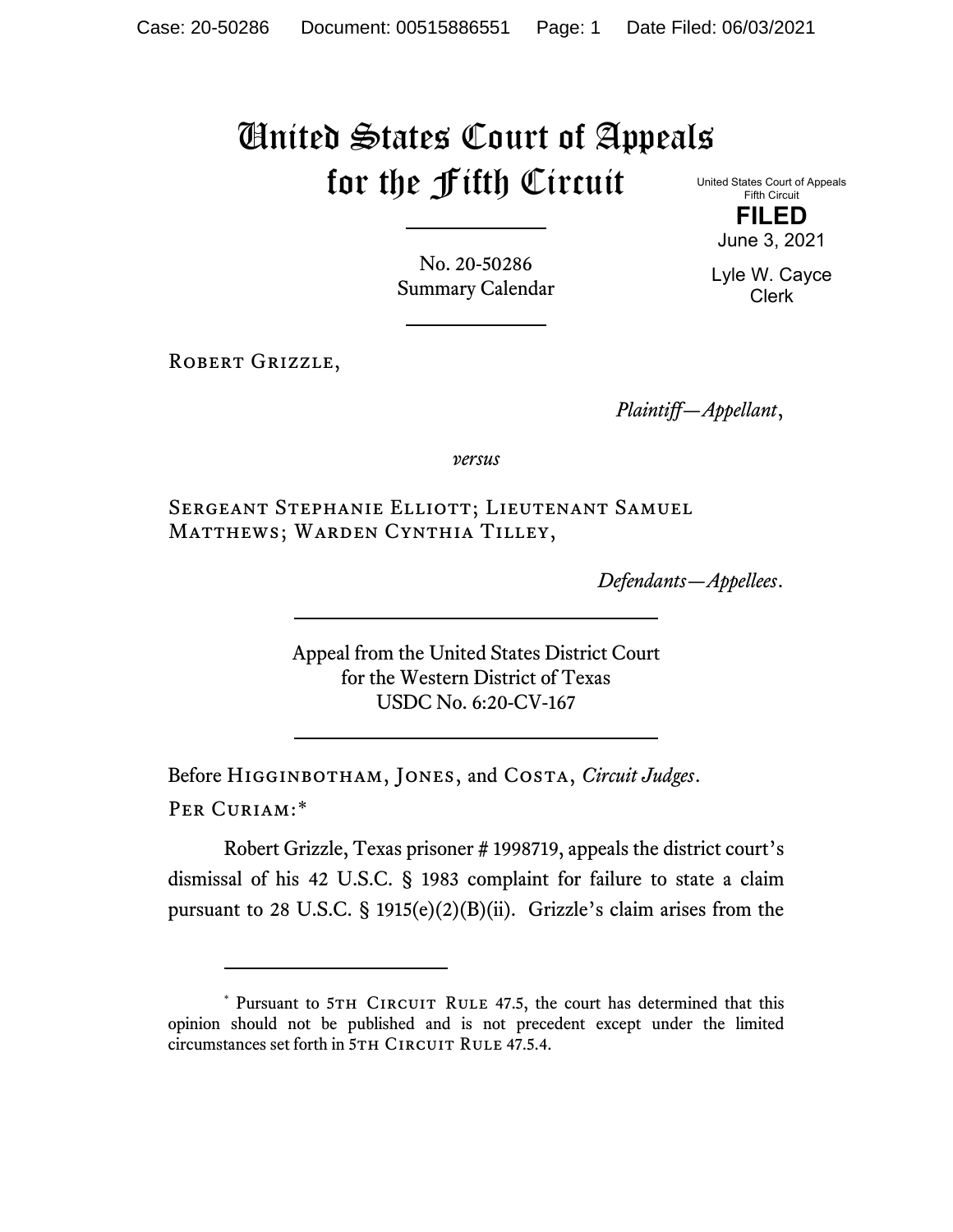# United States Court of Appeals for the Fifth Circuit

United States Court of Appeals
Fifth Circuit

**FILED**

June 3, 2021

Lyle W. Cayce
Clerk

No. 20-50286
Summary Calendar

Robert Grizzle,

*Plaintiff—Appellant*,

*versus*

Sergeant Stephanie Elliott; Lieutenant Samuel Matthews; Warden Cynthia Tilley,

*Defendants—Appellees*.

Appeal from the United States District Court
for the Western District of Texas
USDC No. 6:20-CV-167

Before Higginbotham, Jones, and Costa, *Circuit Judges*.

Per Curiam:*

Robert Grizzle, Texas prisoner # 1998719, appeals the district court's dismissal of his 42 U.S.C. § 1983 complaint for failure to state a claim pursuant to 28 U.S.C. § 1915(e)(2)(B)(ii). Grizzle's claim arises from the

---

* Pursuant to 5th Circuit Rule 47.5, the court has determined that this opinion should not be published and is not precedent except under the limited circumstances set forth in 5th Circuit Rule 47.5.4.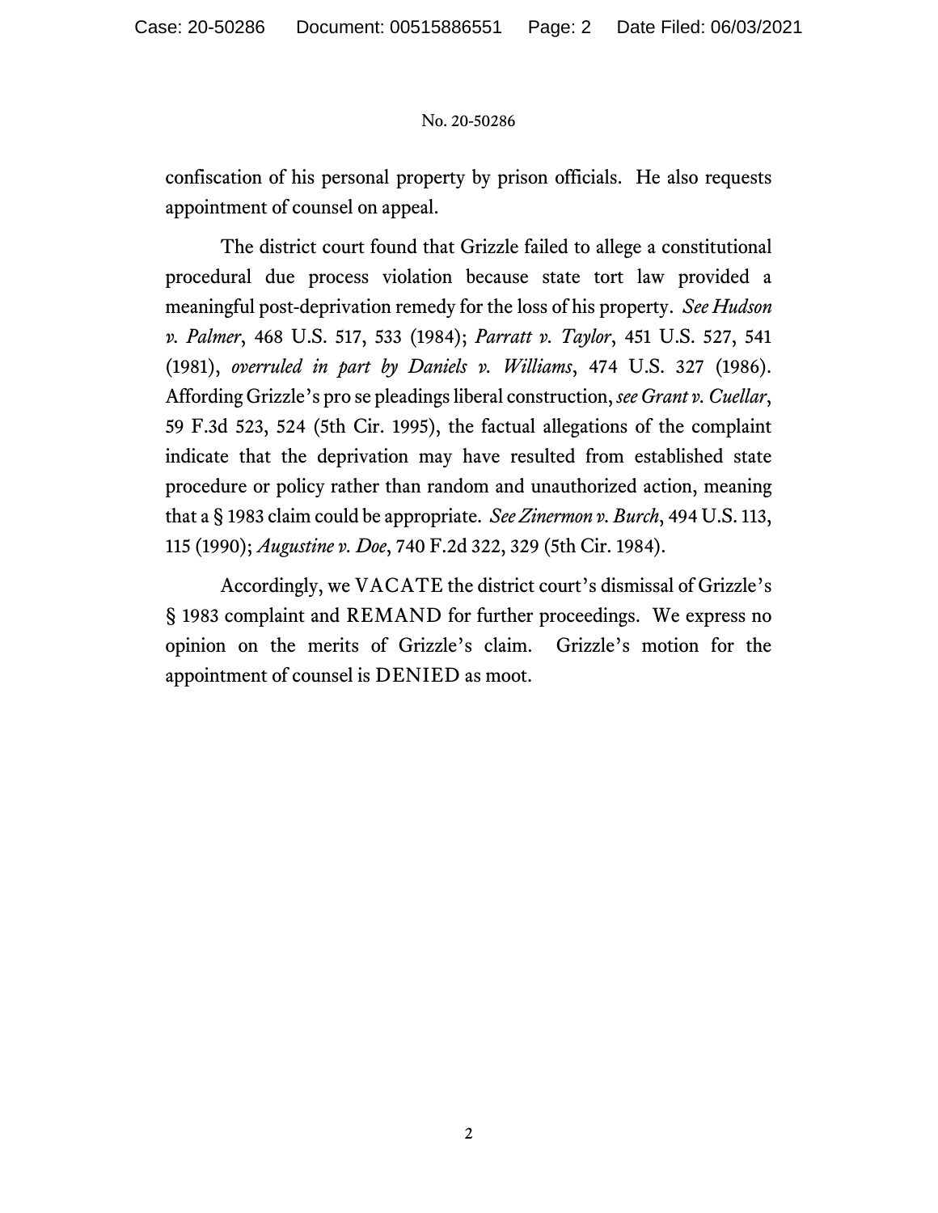confiscation of his personal property by prison officials. He also requests appointment of counsel on appeal.

The district court found that Grizzle failed to allege a constitutional procedural due process violation because state tort law provided a meaningful post-deprivation remedy for the loss of his property. *See Hudson v. Palmer*, 468 U.S. 517, 533 (1984); *Parratt v. Taylor*, 451 U.S. 527, 541 (1981), *overruled in part by Daniels v. Williams*, 474 U.S. 327 (1986). Affording Grizzle's pro se pleadings liberal construction, *see Grant v. Cuellar*, 59 F.3d 523, 524 (5th Cir. 1995), the factual allegations of the complaint indicate that the deprivation may have resulted from established state procedure or policy rather than random and unauthorized action, meaning that a § 1983 claim could be appropriate. *See Zinermon v. Burch*, 494 U.S. 113, 115 (1990); *Augustine v. Doe*, 740 F.2d 322, 329 (5th Cir. 1984).

Accordingly, we VACATE the district court's dismissal of Grizzle's § 1983 complaint and REMAND for further proceedings. We express no opinion on the merits of Grizzle's claim. Grizzle's motion for the appointment of counsel is DENIED as moot.